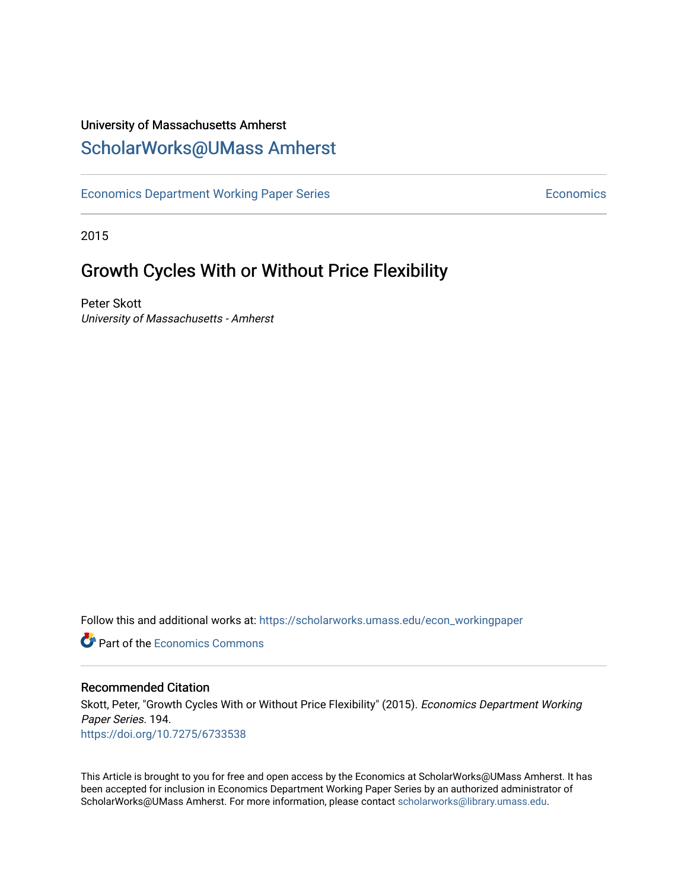University of Massachusetts Amherst

# ScholarWorks@UMass Amherst

Economics Department Working Paper Series | Economics

2015

# Growth Cycles With or Without Price Flexibility

Peter Skott
*University of Massachusetts - Amherst*

Follow this and additional works at: https://scholarworks.umass.edu/econ_workingpaper

Part of the Economics Commons

## Recommended Citation

Skott, Peter, "Growth Cycles With or Without Price Flexibility" (2015). *Economics Department Working Paper Series*. 194.
https://doi.org/10.7275/6733538

This Article is brought to you for free and open access by the Economics at ScholarWorks@UMass Amherst. It has been accepted for inclusion in Economics Department Working Paper Series by an authorized administrator of ScholarWorks@UMass Amherst. For more information, please contact scholarworks@library.umass.edu.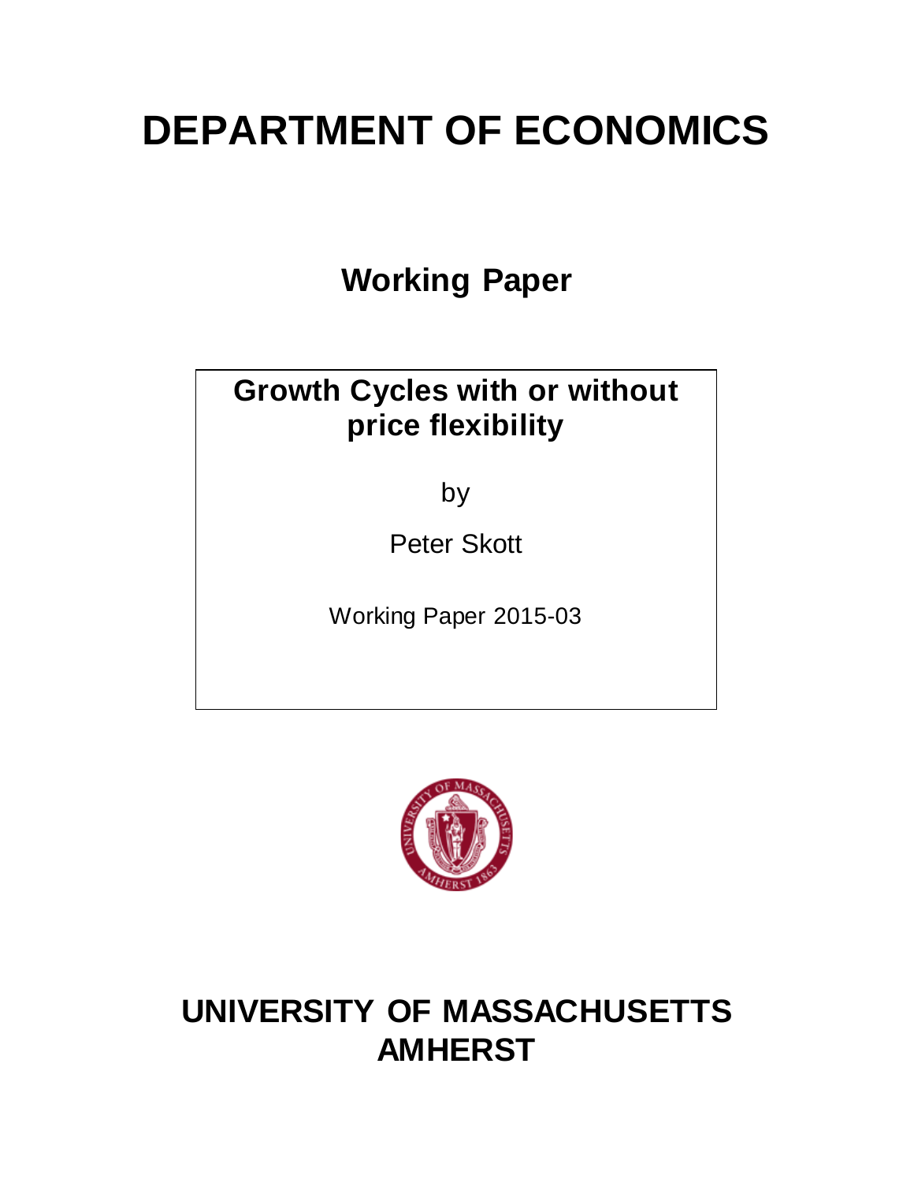# DEPARTMENT OF ECONOMICS

## Working Paper

**Growth Cycles with or without price flexibility**

by

Peter Skott

Working Paper 2015-03

# UNIVERSITY OF MASSACHUSETTS AMHERST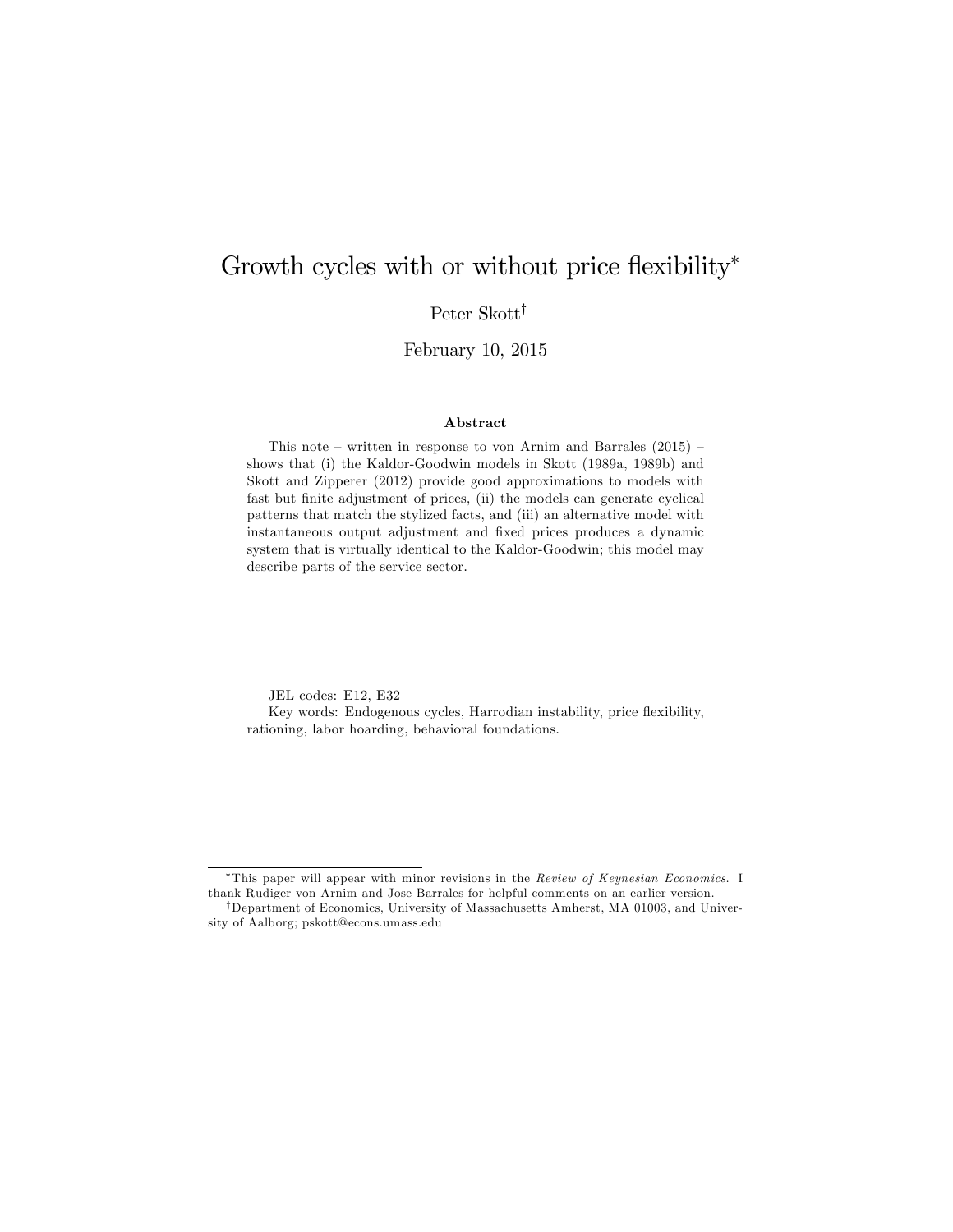# Growth cycles with or without price flexibility*

Peter Skott†

February 10, 2015

**Abstract**

This note – written in response to von Arnim and Barrales (2015) – shows that (i) the Kaldor-Goodwin models in Skott (1989a, 1989b) and Skott and Zipperer (2012) provide good approximations to models with fast but finite adjustment of prices, (ii) the models can generate cyclical patterns that match the stylized facts, and (iii) an alternative model with instantaneous output adjustment and fixed prices produces a dynamic system that is virtually identical to the Kaldor-Goodwin; this model may describe parts of the service sector.

JEL codes: E12, E32

Key words: Endogenous cycles, Harrodian instability, price flexibility, rationing, labor hoarding, behavioral foundations.

---

*This paper will appear with minor revisions in the *Review of Keynesian Economics*. I thank Rudiger von Arnim and Jose Barrales for helpful comments on an earlier version.

†Department of Economics, University of Massachusetts Amherst, MA 01003, and University of Aalborg; pskott@econs.umass.edu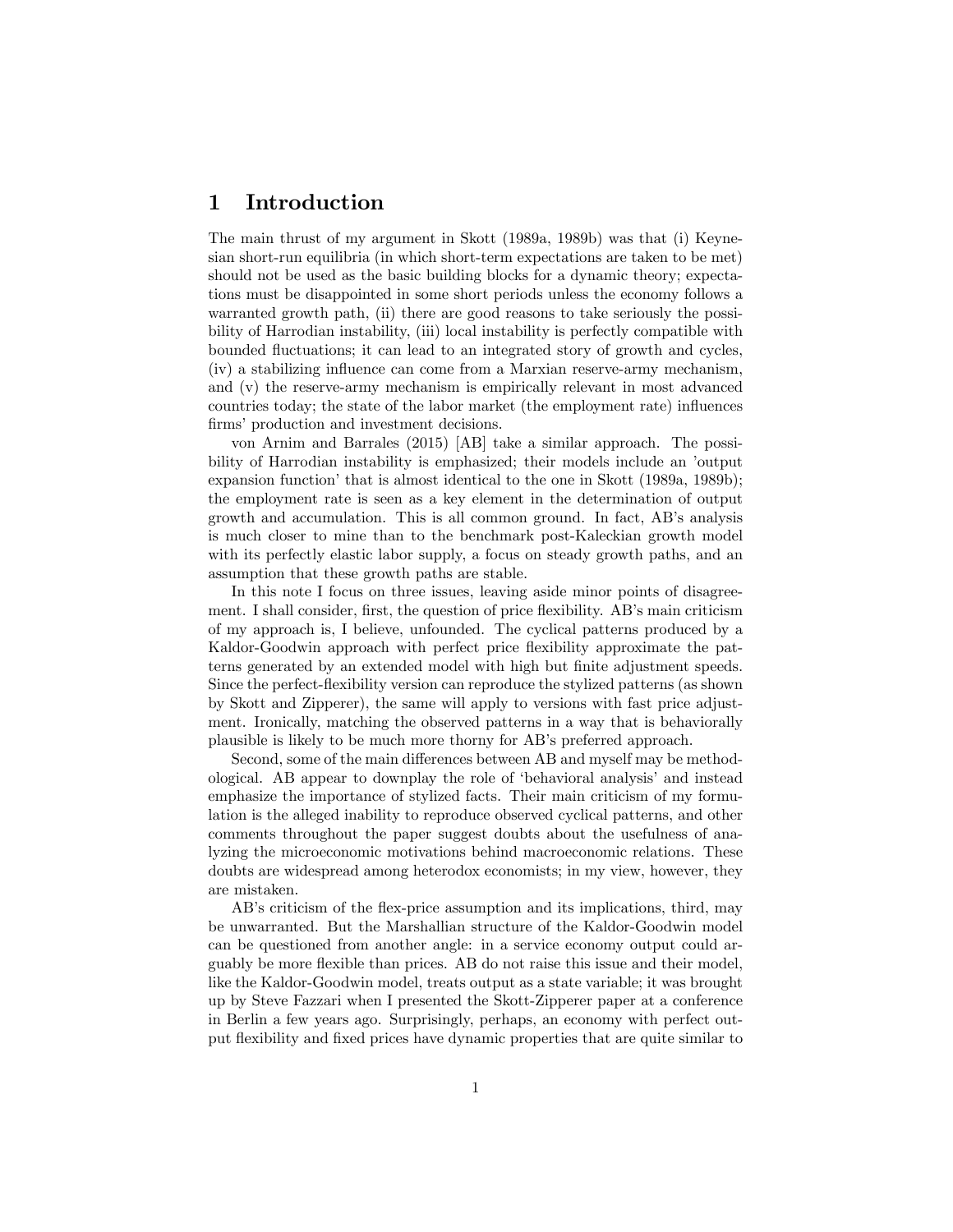# 1 Introduction

The main thrust of my argument in Skott (1989a, 1989b) was that (i) Keynesian short-run equilibria (in which short-term expectations are taken to be met) should not be used as the basic building blocks for a dynamic theory; expectations must be disappointed in some short periods unless the economy follows a warranted growth path, (ii) there are good reasons to take seriously the possibility of Harrodian instability, (iii) local instability is perfectly compatible with bounded fluctuations; it can lead to an integrated story of growth and cycles, (iv) a stabilizing influence can come from a Marxian reserve-army mechanism, and (v) the reserve-army mechanism is empirically relevant in most advanced countries today; the state of the labor market (the employment rate) influences firms' production and investment decisions.

von Arnim and Barrales (2015) [AB] take a similar approach. The possibility of Harrodian instability is emphasized; their models include an 'output expansion function' that is almost identical to the one in Skott (1989a, 1989b); the employment rate is seen as a key element in the determination of output growth and accumulation. This is all common ground. In fact, AB's analysis is much closer to mine than to the benchmark post-Kaleckian growth model with its perfectly elastic labor supply, a focus on steady growth paths, and an assumption that these growth paths are stable.

In this note I focus on three issues, leaving aside minor points of disagreement. I shall consider, first, the question of price flexibility. AB's main criticism of my approach is, I believe, unfounded. The cyclical patterns produced by a Kaldor-Goodwin approach with perfect price flexibility approximate the patterns generated by an extended model with high but finite adjustment speeds. Since the perfect-flexibility version can reproduce the stylized patterns (as shown by Skott and Zipperer), the same will apply to versions with fast price adjustment. Ironically, matching the observed patterns in a way that is behaviorally plausible is likely to be much more thorny for AB's preferred approach.

Second, some of the main differences between AB and myself may be methodological. AB appear to downplay the role of 'behavioral analysis' and instead emphasize the importance of stylized facts. Their main criticism of my formulation is the alleged inability to reproduce observed cyclical patterns, and other comments throughout the paper suggest doubts about the usefulness of analyzing the microeconomic motivations behind macroeconomic relations. These doubts are widespread among heterodox economists; in my view, however, they are mistaken.

AB's criticism of the flex-price assumption and its implications, third, may be unwarranted. But the Marshallian structure of the Kaldor-Goodwin model can be questioned from another angle: in a service economy output could arguably be more flexible than prices. AB do not raise this issue and their model, like the Kaldor-Goodwin model, treats output as a state variable; it was brought up by Steve Fazzari when I presented the Skott-Zipperer paper at a conference in Berlin a few years ago. Surprisingly, perhaps, an economy with perfect output flexibility and fixed prices have dynamic properties that are quite similar to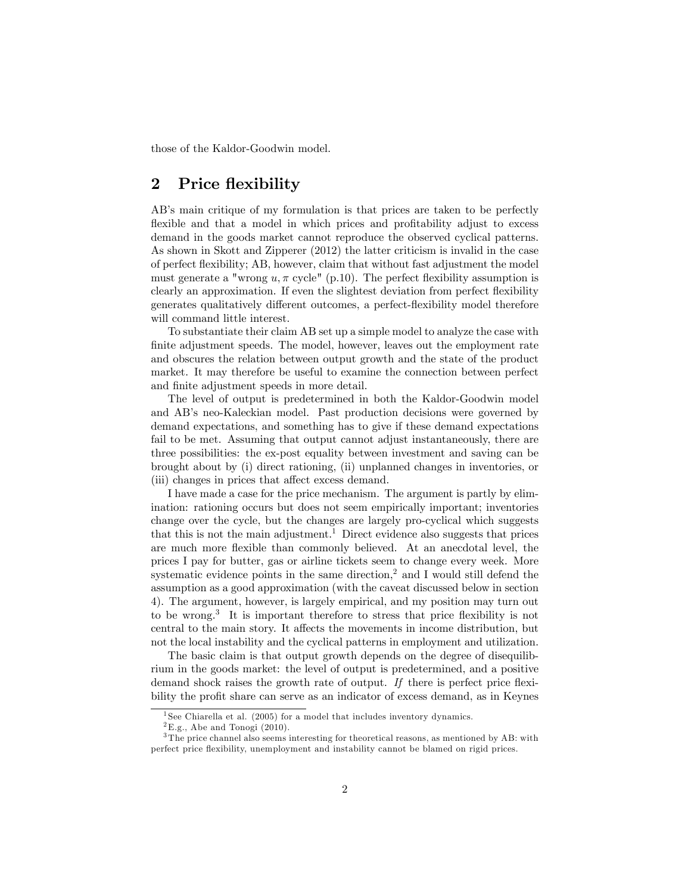those of the Kaldor-Goodwin model.

## 2 Price flexibility

AB's main critique of my formulation is that prices are taken to be perfectly flexible and that a model in which prices and profitability adjust to excess demand in the goods market cannot reproduce the observed cyclical patterns. As shown in Skott and Zipperer (2012) the latter criticism is invalid in the case of perfect flexibility; AB, however, claim that without fast adjustment the model must generate a "wrong $u, \pi$ cycle" (p.10). The perfect flexibility assumption is clearly an approximation. If even the slightest deviation from perfect flexibility generates qualitatively different outcomes, a perfect-flexibility model therefore will command little interest.

To substantiate their claim AB set up a simple model to analyze the case with finite adjustment speeds. The model, however, leaves out the employment rate and obscures the relation between output growth and the state of the product market. It may therefore be useful to examine the connection between perfect and finite adjustment speeds in more detail.

The level of output is predetermined in both the Kaldor-Goodwin model and AB's neo-Kaleckian model. Past production decisions were governed by demand expectations, and something has to give if these demand expectations fail to be met. Assuming that output cannot adjust instantaneously, there are three possibilities: the ex-post equality between investment and saving can be brought about by (i) direct rationing, (ii) unplanned changes in inventories, or (iii) changes in prices that affect excess demand.

I have made a case for the price mechanism. The argument is partly by elimination: rationing occurs but does not seem empirically important; inventories change over the cycle, but the changes are largely pro-cyclical which suggests that this is not the main adjustment.[1] Direct evidence also suggests that prices are much more flexible than commonly believed. At an anecdotal level, the prices I pay for butter, gas or airline tickets seem to change every week. More systematic evidence points in the same direction,[2] and I would still defend the assumption as a good approximation (with the caveat discussed below in section 4). The argument, however, is largely empirical, and my position may turn out to be wrong.[3] It is important therefore to stress that price flexibility is not central to the main story. It affects the movements in income distribution, but not the local instability and the cyclical patterns in employment and utilization.

The basic claim is that output growth depends on the degree of disequilibrium in the goods market: the level of output is predetermined, and a positive demand shock raises the growth rate of output. *If* there is perfect price flexibility the profit share can serve as an indicator of excess demand, as in Keynes

[1] See Chiarella et al. (2005) for a model that includes inventory dynamics.

[2] E.g., Abe and Tonogi (2010).

[3] The price channel also seems interesting for theoretical reasons, as mentioned by AB: with perfect price flexibility, unemployment and instability cannot be blamed on rigid prices.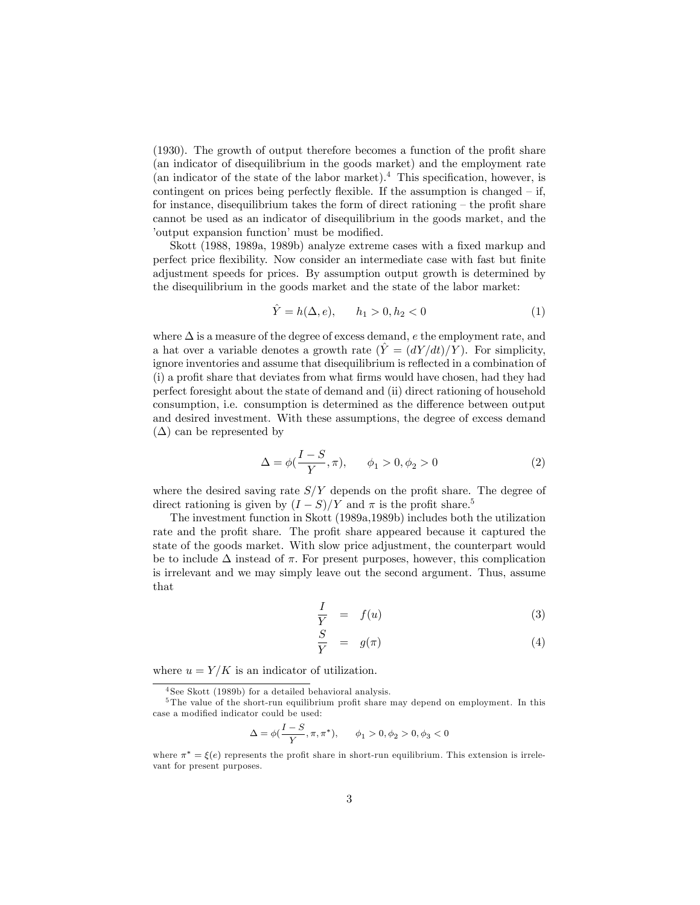(1930). The growth of output therefore becomes a function of the profit share (an indicator of disequilibrium in the goods market) and the employment rate (an indicator of the state of the labor market).[4] This specification, however, is contingent on prices being perfectly flexible. If the assumption is changed – if, for instance, disequilibrium takes the form of direct rationing – the profit share cannot be used as an indicator of disequilibrium in the goods market, and the 'output expansion function' must be modified.

Skott (1988, 1989a, 1989b) analyze extreme cases with a fixed markup and perfect price flexibility. Now consider an intermediate case with fast but finite adjustment speeds for prices. By assumption output growth is determined by the disequilibrium in the goods market and the state of the labor market:

$$\hat{Y} = h(\Delta, e), \qquad h_1 > 0, h_2 < 0 \tag{1}$$

where $\Delta$ is a measure of the degree of excess demand, $e$ the employment rate, and a hat over a variable denotes a growth rate ($\hat{Y} = (dY/dt)/Y$). For simplicity, ignore inventories and assume that disequilibrium is reflected in a combination of (i) a profit share that deviates from what firms would have chosen, had they had perfect foresight about the state of demand and (ii) direct rationing of household consumption, i.e. consumption is determined as the difference between output and desired investment. With these assumptions, the degree of excess demand ($\Delta$) can be represented by

$$\Delta = \phi(\frac{I-S}{Y}, \pi), \qquad \phi_1 > 0, \phi_2 > 0 \tag{2}$$

where the desired saving rate $S/Y$ depends on the profit share. The degree of direct rationing is given by $(I-S)/Y$ and $\pi$ is the profit share.[5]

The investment function in Skott (1989a,1989b) includes both the utilization rate and the profit share. The profit share appeared because it captured the state of the goods market. With slow price adjustment, the counterpart would be to include $\Delta$ instead of $\pi$. For present purposes, however, this complication is irrelevant and we may simply leave out the second argument. Thus, assume that

$$\frac{I}{Y} = f(u) \tag{3}$$

$$\frac{S}{Y} = g(\pi) \tag{4}$$

where $u = Y/K$ is an indicator of utilization.

[4] See Skott (1989b) for a detailed behavioral analysis.

[5] The value of the short-run equilibrium profit share may depend on employment. In this case a modified indicator could be used:

$$\Delta = \phi(\frac{I-S}{Y}, \pi, \pi^*), \qquad \phi_1 > 0, \phi_2 > 0, \phi_3 < 0$$

where $\pi^* = \xi(e)$ represents the profit share in short-run equilibrium. This extension is irrelevant for present purposes.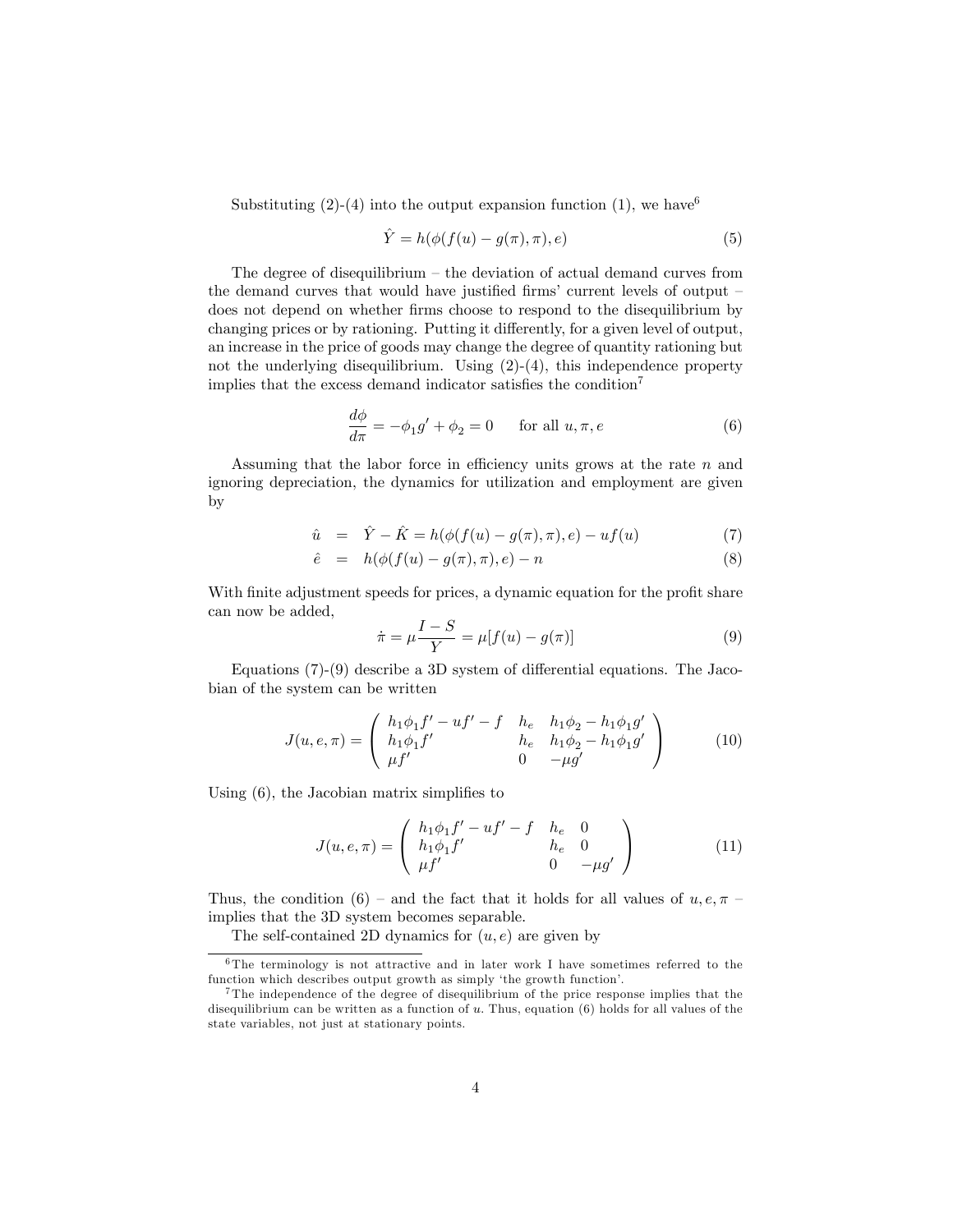Substituting (2)-(4) into the output expansion function (1), we have[6]

$$\hat{Y} = h(\phi(f(u) - g(\pi), \pi), e) \tag{5}$$

The degree of disequilibrium – the deviation of actual demand curves from the demand curves that would have justified firms' current levels of output – does not depend on whether firms choose to respond to the disequilibrium by changing prices or by rationing. Putting it differently, for a given level of output, an increase in the price of goods may change the degree of quantity rationing but not the underlying disequilibrium. Using (2)-(4), this independence property implies that the excess demand indicator satisfies the condition[7]

$$\frac{d\phi}{d\pi} = -\phi_1 g' + \phi_2 = 0 \qquad \text{for all } u, \pi, e \tag{6}$$

Assuming that the labor force in efficiency units grows at the rate $n$ and ignoring depreciation, the dynamics for utilization and employment are given by

$$\hat{u} = \hat{Y} - \hat{K} = h(\phi(f(u) - g(\pi), \pi), e) - uf(u) \tag{7}$$

$$\hat{e} = h(\phi(f(u) - g(\pi), \pi), e) - n \tag{8}$$

With finite adjustment speeds for prices, a dynamic equation for the profit share can now be added,

$$\dot{\pi} = \mu \frac{I - S}{Y} = \mu[f(u) - g(\pi)] \tag{9}$$

Equations (7)-(9) describe a 3D system of differential equations. The Jacobian of the system can be written

$$J(u, e, \pi) = \begin{pmatrix} h_1\phi_1 f' - uf' - f & h_e & h_1\phi_2 - h_1\phi_1 g' \\ h_1\phi_1 f' & h_e & h_1\phi_2 - h_1\phi_1 g' \\ \mu f' & 0 & -\mu g' \end{pmatrix} \tag{10}$$

Using (6), the Jacobian matrix simplifies to

$$J(u, e, \pi) = \begin{pmatrix} h_1\phi_1 f' - uf' - f & h_e & 0 \\ h_1\phi_1 f' & h_e & 0 \\ \mu f' & 0 & -\mu g' \end{pmatrix} \tag{11}$$

Thus, the condition (6) – and the fact that it holds for all values of $u, e, \pi$ – implies that the 3D system becomes separable.

The self-contained 2D dynamics for $(u, e)$ are given by

---

[6] The terminology is not attractive and in later work I have sometimes referred to the function which describes output growth as simply 'the growth function'.

[7] The independence of the degree of disequilibrium of the price response implies that the disequilibrium can be written as a function of $u$. Thus, equation (6) holds for all values of the state variables, not just at stationary points.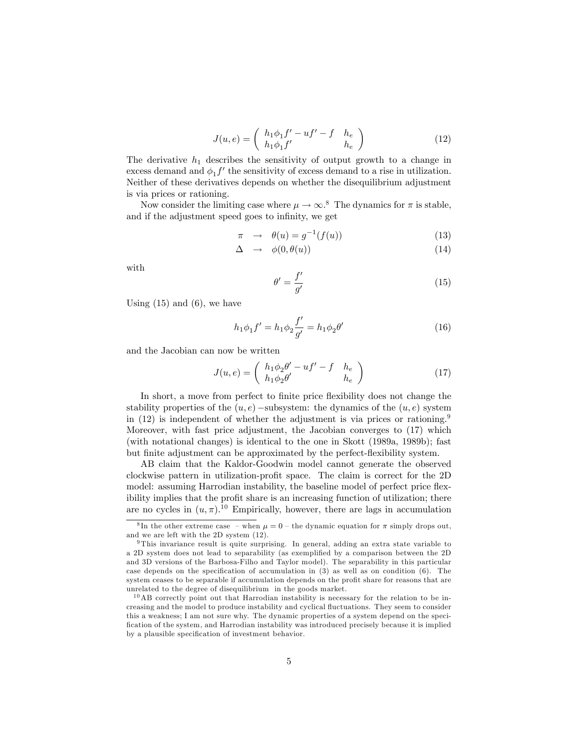$$J(u,e) = \begin{pmatrix} h_1\phi_1 f' - uf' - f & h_e \\ h_1\phi_1 f' & h_e \end{pmatrix} \tag{12}$$

The derivative $h_1$ describes the sensitivity of output growth to a change in excess demand and $\phi_1 f'$ the sensitivity of excess demand to a rise in utilization. Neither of these derivatives depends on whether the disequilibrium adjustment is via prices or rationing.

Now consider the limiting case where $\mu \to \infty$.[8] The dynamics for $\pi$ is stable, and if the adjustment speed goes to infinity, we get

$$\pi \quad \to \quad \theta(u) = g^{-1}(f(u)) \tag{13}$$

$$\Delta \quad \to \quad \phi(0, \theta(u)) \tag{14}$$

with

$$\theta' = \frac{f'}{g'} \tag{15}$$

Using (15) and (6), we have

$$h_1\phi_1 f' = h_1\phi_2 \frac{f'}{g'} = h_1\phi_2\theta' \tag{16}$$

and the Jacobian can now be written

$$J(u,e) = \begin{pmatrix} h_1\phi_2\theta' - uf' - f & h_e \\ h_1\phi_2\theta' & h_e \end{pmatrix} \tag{17}$$

In short, a move from perfect to finite price flexibility does not change the stability properties of the $(u,e)$ −subsystem: the dynamics of the $(u,e)$ system in (12) is independent of whether the adjustment is via prices or rationing.[9] Moreover, with fast price adjustment, the Jacobian converges to (17) which (with notational changes) is identical to the one in Skott (1989a, 1989b); fast but finite adjustment can be approximated by the perfect-flexibility system.

AB claim that the Kaldor-Goodwin model cannot generate the observed clockwise pattern in utilization-profit space. The claim is correct for the 2D model: assuming Harrodian instability, the baseline model of perfect price flexibility implies that the profit share is an increasing function of utilization; there are no cycles in $(u,\pi)$.[10] Empirically, however, there are lags in accumulation

---

[8] In the other extreme case – when $\mu = 0$ – the dynamic equation for $\pi$ simply drops out, and we are left with the 2D system (12).

[9] This invariance result is quite surprising. In general, adding an extra state variable to a 2D system does not lead to separability (as exemplified by a comparison between the 2D and 3D versions of the Barbosa-Filho and Taylor model). The separability in this particular case depends on the specification of accumulation in (3) as well as on condition (6). The system ceases to be separable if accumulation depends on the profit share for reasons that are unrelated to the degree of disequilibrium in the goods market.

[10] AB correctly point out that Harrodian instability is necessary for the relation to be increasing and the model to produce instability and cyclical fluctuations. They seem to consider this a weakness; I am not sure why. The dynamic properties of a system depend on the specification of the system, and Harrodian instability was introduced precisely because it is implied by a plausible specification of investment behavior.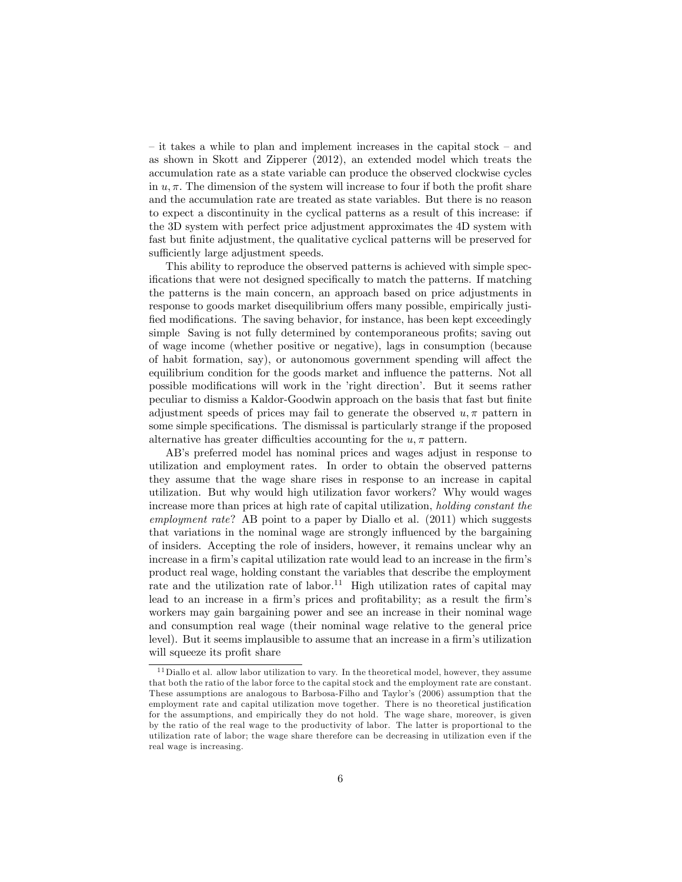– it takes a while to plan and implement increases in the capital stock – and as shown in Skott and Zipperer (2012), an extended model which treats the accumulation rate as a state variable can produce the observed clockwise cycles in $u, \pi$. The dimension of the system will increase to four if both the profit share and the accumulation rate are treated as state variables. But there is no reason to expect a discontinuity in the cyclical patterns as a result of this increase: if the 3D system with perfect price adjustment approximates the 4D system with fast but finite adjustment, the qualitative cyclical patterns will be preserved for sufficiently large adjustment speeds.

This ability to reproduce the observed patterns is achieved with simple specifications that were not designed specifically to match the patterns. If matching the patterns is the main concern, an approach based on price adjustments in response to goods market disequilibrium offers many possible, empirically justified modifications. The saving behavior, for instance, has been kept exceedingly simple Saving is not fully determined by contemporaneous profits; saving out of wage income (whether positive or negative), lags in consumption (because of habit formation, say), or autonomous government spending will affect the equilibrium condition for the goods market and influence the patterns. Not all possible modifications will work in the 'right direction'. But it seems rather peculiar to dismiss a Kaldor-Goodwin approach on the basis that fast but finite adjustment speeds of prices may fail to generate the observed $u, \pi$ pattern in some simple specifications. The dismissal is particularly strange if the proposed alternative has greater difficulties accounting for the $u, \pi$ pattern.

AB's preferred model has nominal prices and wages adjust in response to utilization and employment rates. In order to obtain the observed patterns they assume that the wage share rises in response to an increase in capital utilization. But why would high utilization favor workers? Why would wages increase more than prices at high rate of capital utilization, *holding constant the employment rate*? AB point to a paper by Diallo et al. (2011) which suggests that variations in the nominal wage are strongly influenced by the bargaining of insiders. Accepting the role of insiders, however, it remains unclear why an increase in a firm's capital utilization rate would lead to an increase in the firm's product real wage, holding constant the variables that describe the employment rate and the utilization rate of labor.[11] High utilization rates of capital may lead to an increase in a firm's prices and profitability; as a result the firm's workers may gain bargaining power and see an increase in their nominal wage and consumption real wage (their nominal wage relative to the general price level). But it seems implausible to assume that an increase in a firm's utilization will squeeze its profit share

[11] Diallo et al. allow labor utilization to vary. In the theoretical model, however, they assume that both the ratio of the labor force to the capital stock and the employment rate are constant. These assumptions are analogous to Barbosa-Filho and Taylor's (2006) assumption that the employment rate and capital utilization move together. There is no theoretical justification for the assumptions, and empirically they do not hold. The wage share, moreover, is given by the ratio of the real wage to the productivity of labor. The latter is proportional to the utilization rate of labor; the wage share therefore can be decreasing in utilization even if the real wage is increasing.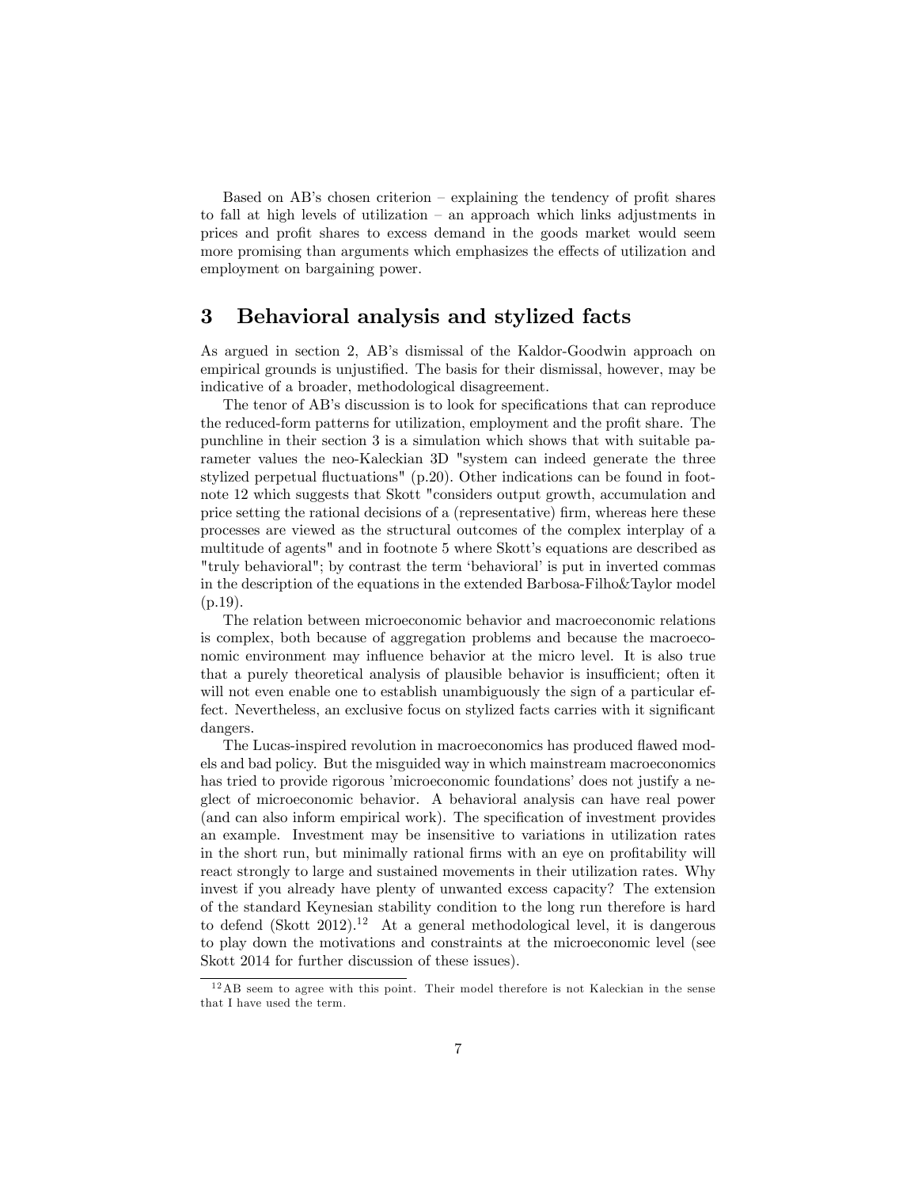Based on AB's chosen criterion – explaining the tendency of profit shares to fall at high levels of utilization – an approach which links adjustments in prices and profit shares to excess demand in the goods market would seem more promising than arguments which emphasizes the effects of utilization and employment on bargaining power.

## 3 Behavioral analysis and stylized facts

As argued in section 2, AB's dismissal of the Kaldor-Goodwin approach on empirical grounds is unjustified. The basis for their dismissal, however, may be indicative of a broader, methodological disagreement.

The tenor of AB's discussion is to look for specifications that can reproduce the reduced-form patterns for utilization, employment and the profit share. The punchline in their section 3 is a simulation which shows that with suitable parameter values the neo-Kaleckian 3D "system can indeed generate the three stylized perpetual fluctuations" (p.20). Other indications can be found in footnote 12 which suggests that Skott "considers output growth, accumulation and price setting the rational decisions of a (representative) firm, whereas here these processes are viewed as the structural outcomes of the complex interplay of a multitude of agents" and in footnote 5 where Skott's equations are described as "truly behavioral"; by contrast the term 'behavioral' is put in inverted commas in the description of the equations in the extended Barbosa-Filho&Taylor model (p.19).

The relation between microeconomic behavior and macroeconomic relations is complex, both because of aggregation problems and because the macroeconomic environment may influence behavior at the micro level. It is also true that a purely theoretical analysis of plausible behavior is insufficient; often it will not even enable one to establish unambiguously the sign of a particular effect. Nevertheless, an exclusive focus on stylized facts carries with it significant dangers.

The Lucas-inspired revolution in macroeconomics has produced flawed models and bad policy. But the misguided way in which mainstream macroeconomics has tried to provide rigorous 'microeconomic foundations' does not justify a neglect of microeconomic behavior. A behavioral analysis can have real power (and can also inform empirical work). The specification of investment provides an example. Investment may be insensitive to variations in utilization rates in the short run, but minimally rational firms with an eye on profitability will react strongly to large and sustained movements in their utilization rates. Why invest if you already have plenty of unwanted excess capacity? The extension of the standard Keynesian stability condition to the long run therefore is hard to defend (Skott 2012).[12] At a general methodological level, it is dangerous to play down the motivations and constraints at the microeconomic level (see Skott 2014 for further discussion of these issues).

[12] AB seem to agree with this point. Their model therefore is not Kaleckian in the sense that I have used the term.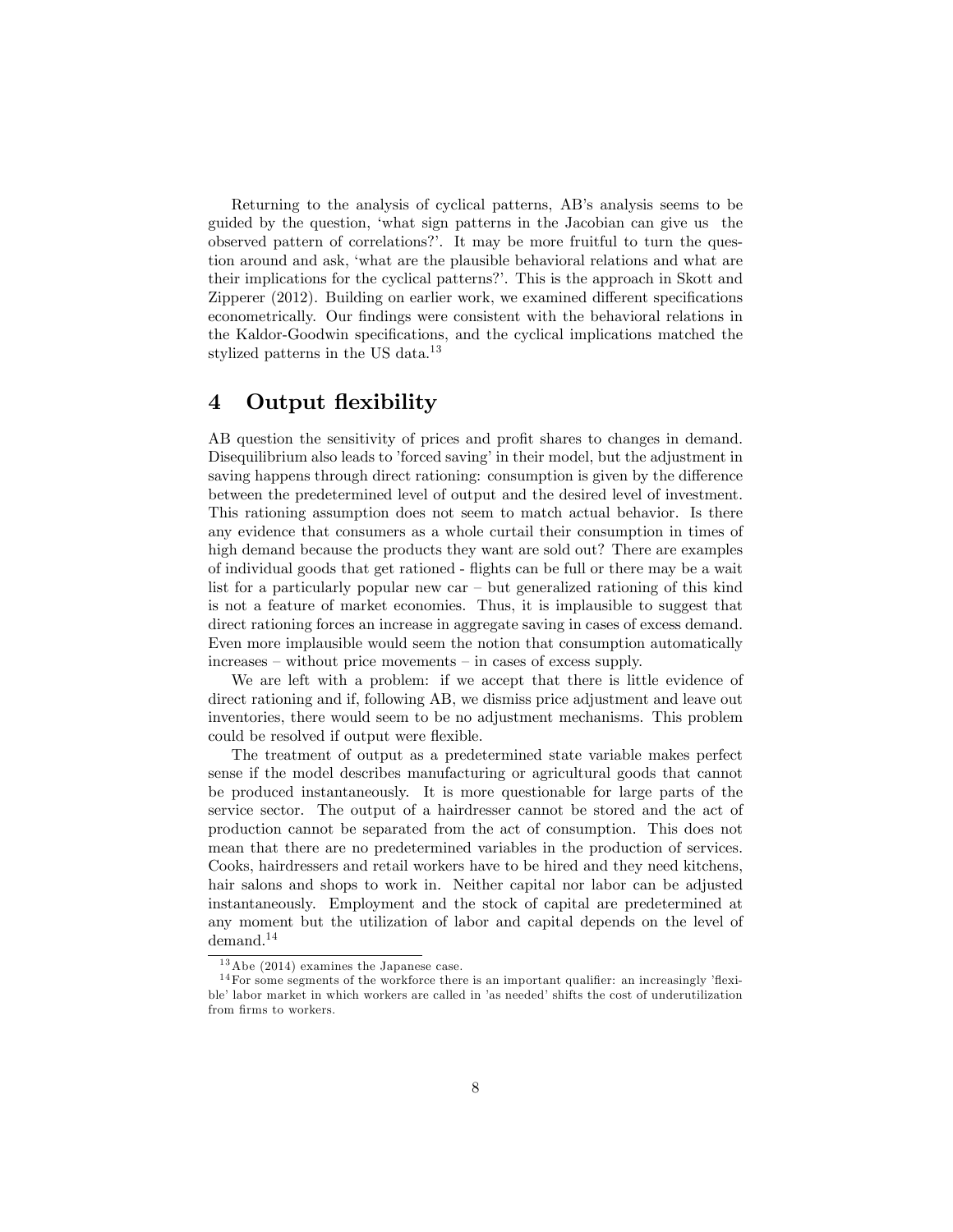Returning to the analysis of cyclical patterns, AB's analysis seems to be guided by the question, 'what sign patterns in the Jacobian can give us the observed pattern of correlations?'. It may be more fruitful to turn the question around and ask, 'what are the plausible behavioral relations and what are their implications for the cyclical patterns?'. This is the approach in Skott and Zipperer (2012). Building on earlier work, we examined different specifications econometrically. Our findings were consistent with the behavioral relations in the Kaldor-Goodwin specifications, and the cyclical implications matched the stylized patterns in the US data.[13]

## 4 Output flexibility

AB question the sensitivity of prices and profit shares to changes in demand. Disequilibrium also leads to 'forced saving' in their model, but the adjustment in saving happens through direct rationing: consumption is given by the difference between the predetermined level of output and the desired level of investment. This rationing assumption does not seem to match actual behavior. Is there any evidence that consumers as a whole curtail their consumption in times of high demand because the products they want are sold out? There are examples of individual goods that get rationed - flights can be full or there may be a wait list for a particularly popular new car – but generalized rationing of this kind is not a feature of market economies. Thus, it is implausible to suggest that direct rationing forces an increase in aggregate saving in cases of excess demand. Even more implausible would seem the notion that consumption automatically increases – without price movements – in cases of excess supply.

We are left with a problem: if we accept that there is little evidence of direct rationing and if, following AB, we dismiss price adjustment and leave out inventories, there would seem to be no adjustment mechanisms. This problem could be resolved if output were flexible.

The treatment of output as a predetermined state variable makes perfect sense if the model describes manufacturing or agricultural goods that cannot be produced instantaneously. It is more questionable for large parts of the service sector. The output of a hairdresser cannot be stored and the act of production cannot be separated from the act of consumption. This does not mean that there are no predetermined variables in the production of services. Cooks, hairdressers and retail workers have to be hired and they need kitchens, hair salons and shops to work in. Neither capital nor labor can be adjusted instantaneously. Employment and the stock of capital are predetermined at any moment but the utilization of labor and capital depends on the level of demand.[14]

[13] Abe (2014) examines the Japanese case.

[14] For some segments of the workforce there is an important qualifier: an increasingly 'flexible' labor market in which workers are called in 'as needed' shifts the cost of underutilization from firms to workers.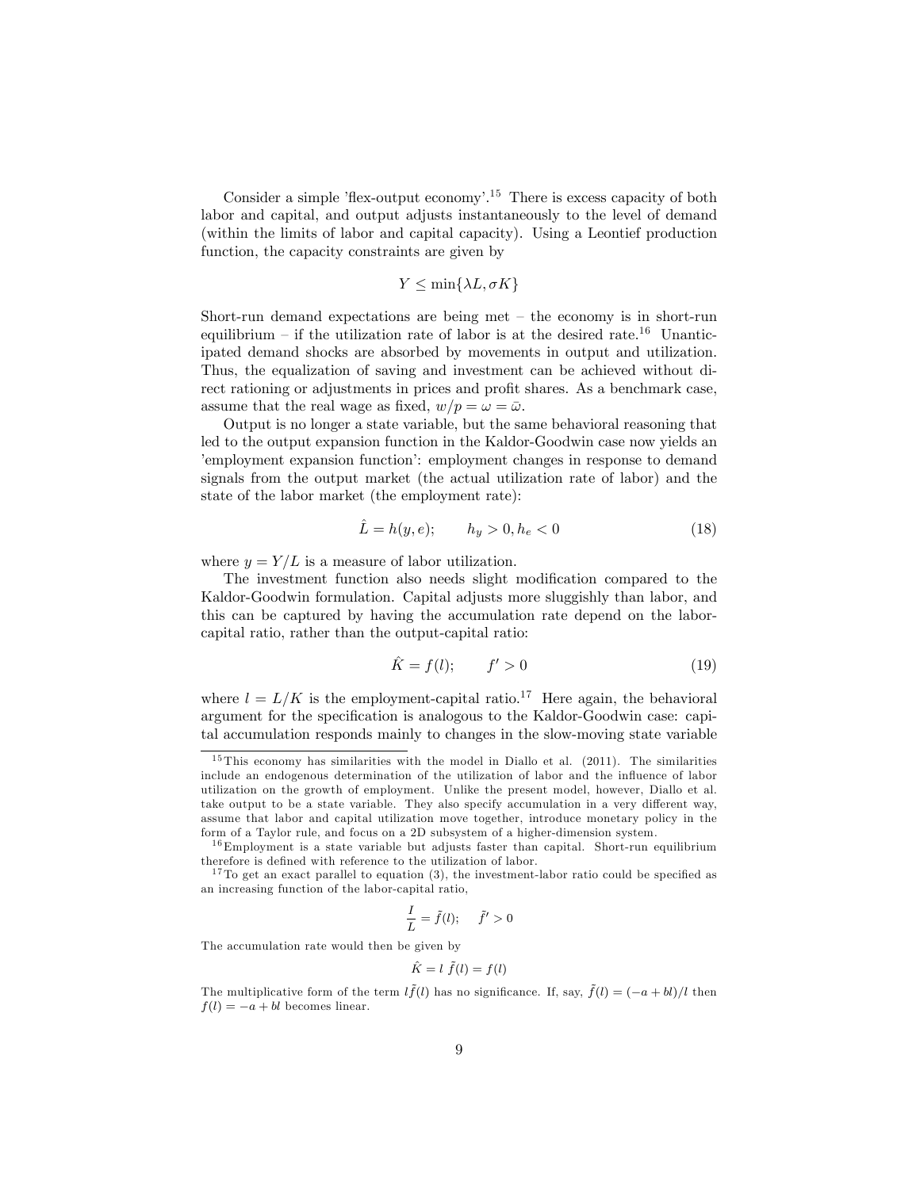Consider a simple 'flex-output economy'.[15] There is excess capacity of both labor and capital, and output adjusts instantaneously to the level of demand (within the limits of labor and capital capacity). Using a Leontief production function, the capacity constraints are given by

$$Y \leq \min\{\lambda L, \sigma K\}$$

Short-run demand expectations are being met – the economy is in short-run equilibrium – if the utilization rate of labor is at the desired rate.[16] Unanticipated demand shocks are absorbed by movements in output and utilization. Thus, the equalization of saving and investment can be achieved without direct rationing or adjustments in prices and profit shares. As a benchmark case, assume that the real wage as fixed, $w/p = \omega = \bar{\omega}$.

Output is no longer a state variable, but the same behavioral reasoning that led to the output expansion function in the Kaldor-Goodwin case now yields an 'employment expansion function': employment changes in response to demand signals from the output market (the actual utilization rate of labor) and the state of the labor market (the employment rate):

$$\hat{L} = h(y, e); \qquad h_y > 0, h_e < 0 \tag{18}$$

where $y = Y/L$ is a measure of labor utilization.

The investment function also needs slight modification compared to the Kaldor-Goodwin formulation. Capital adjusts more sluggishly than labor, and this can be captured by having the accumulation rate depend on the labor-capital ratio, rather than the output-capital ratio:

$$\hat{K} = f(l); \qquad f' > 0 \tag{19}$$

where $l = L/K$ is the employment-capital ratio.[17] Here again, the behavioral argument for the specification is analogous to the Kaldor-Goodwin case: capital accumulation responds mainly to changes in the slow-moving state variable

---

[15] This economy has similarities with the model in Diallo et al. (2011). The similarities include an endogenous determination of the utilization of labor and the influence of labor utilization on the growth of employment. Unlike the present model, however, Diallo et al. take output to be a state variable. They also specify accumulation in a very different way, assume that labor and capital utilization move together, introduce monetary policy in the form of a Taylor rule, and focus on a 2D subsystem of a higher-dimension system.

[16] Employment is a state variable but adjusts faster than capital. Short-run equilibrium therefore is defined with reference to the utilization of labor.

[17] To get an exact parallel to equation (3), the investment-labor ratio could be specified as an increasing function of the labor-capital ratio,

$$\frac{I}{L} = \tilde{f}(l); \quad \tilde{f}' > 0$$

The accumulation rate would then be given by

$$\hat{K} = l\ \tilde{f}(l) = f(l)$$

The multiplicative form of the term $l\tilde{f}(l)$ has no significance. If, say, $\tilde{f}(l) = (-a + bl)/l$ then $f(l) = -a + bl$ becomes linear.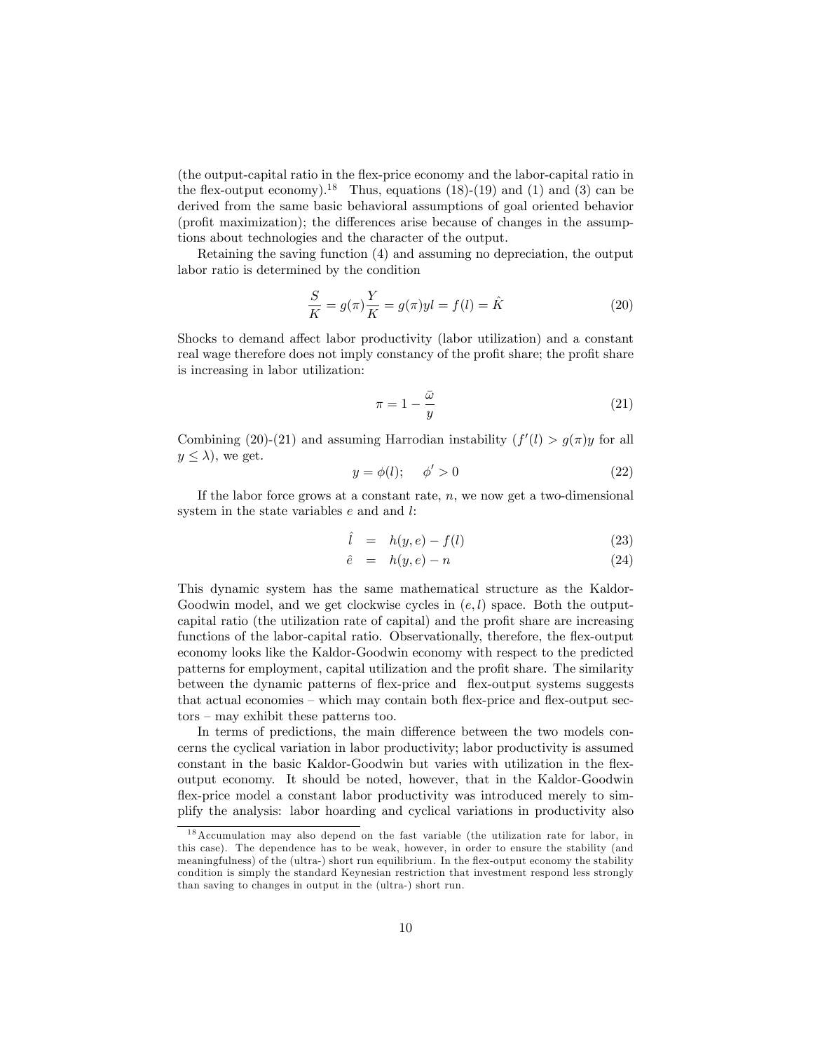(the output-capital ratio in the flex-price economy and the labor-capital ratio in the flex-output economy).[18] Thus, equations (18)-(19) and (1) and (3) can be derived from the same basic behavioral assumptions of goal oriented behavior (profit maximization); the differences arise because of changes in the assumptions about technologies and the character of the output.

Retaining the saving function (4) and assuming no depreciation, the output labor ratio is determined by the condition

$$\frac{S}{K} = g(\pi)\frac{Y}{K} = g(\pi)yl = f(l) = \hat{K} \tag{20}$$

Shocks to demand affect labor productivity (labor utilization) and a constant real wage therefore does not imply constancy of the profit share; the profit share is increasing in labor utilization:

$$\pi = 1 - \frac{\bar{\omega}}{y} \tag{21}$$

Combining (20)-(21) and assuming Harrodian instability ($f'(l) > g(\pi)y$ for all $y \leq \lambda$), we get.

$$y = \phi(l); \quad \phi' > 0 \tag{22}$$

If the labor force grows at a constant rate, $n$, we now get a two-dimensional system in the state variables $e$ and and $l$:

$$\hat{l} = h(y, e) - f(l) \tag{23}$$

$$\hat{e} = h(y, e) - n \tag{24}$$

This dynamic system has the same mathematical structure as the Kaldor-Goodwin model, and we get clockwise cycles in $(e, l)$ space. Both the output-capital ratio (the utilization rate of capital) and the profit share are increasing functions of the labor-capital ratio. Observationally, therefore, the flex-output economy looks like the Kaldor-Goodwin economy with respect to the predicted patterns for employment, capital utilization and the profit share. The similarity between the dynamic patterns of flex-price and flex-output systems suggests that actual economies – which may contain both flex-price and flex-output sectors – may exhibit these patterns too.

In terms of predictions, the main difference between the two models concerns the cyclical variation in labor productivity; labor productivity is assumed constant in the basic Kaldor-Goodwin but varies with utilization in the flex-output economy. It should be noted, however, that in the Kaldor-Goodwin flex-price model a constant labor productivity was introduced merely to simplify the analysis: labor hoarding and cyclical variations in productivity also

[18] Accumulation may also depend on the fast variable (the utilization rate for labor, in this case). The dependence has to be weak, however, in order to ensure the stability (and meaningfulness) of the (ultra-) short run equilibrium. In the flex-output economy the stability condition is simply the standard Keynesian restriction that investment respond less strongly than saving to changes in output in the (ultra-) short run.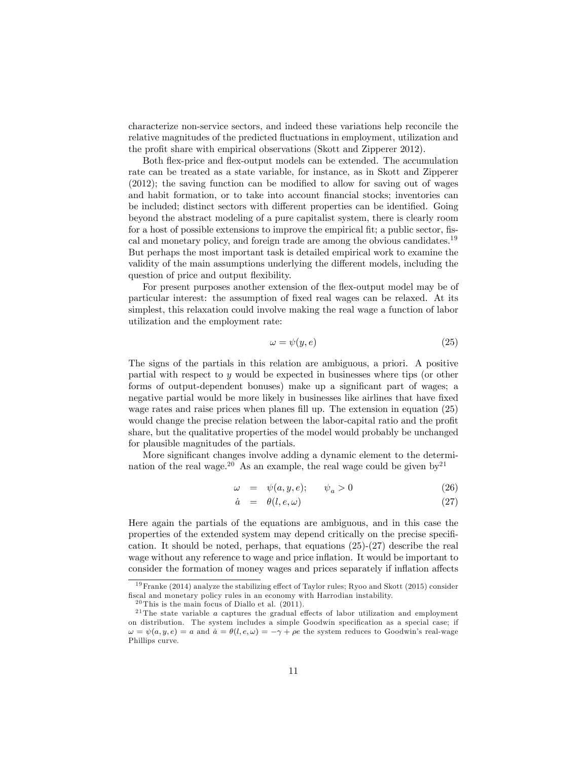characterize non-service sectors, and indeed these variations help reconcile the relative magnitudes of the predicted fluctuations in employment, utilization and the profit share with empirical observations (Skott and Zipperer 2012).

Both flex-price and flex-output models can be extended. The accumulation rate can be treated as a state variable, for instance, as in Skott and Zipperer (2012); the saving function can be modified to allow for saving out of wages and habit formation, or to take into account financial stocks; inventories can be included; distinct sectors with different properties can be identified. Going beyond the abstract modeling of a pure capitalist system, there is clearly room for a host of possible extensions to improve the empirical fit; a public sector, fiscal and monetary policy, and foreign trade are among the obvious candidates.[19] But perhaps the most important task is detailed empirical work to examine the validity of the main assumptions underlying the different models, including the question of price and output flexibility.

For present purposes another extension of the flex-output model may be of particular interest: the assumption of fixed real wages can be relaxed. At its simplest, this relaxation could involve making the real wage a function of labor utilization and the employment rate:

$$\omega = \psi(y, e) \tag{25}$$

The signs of the partials in this relation are ambiguous, a priori. A positive partial with respect to $y$ would be expected in businesses where tips (or other forms of output-dependent bonuses) make up a significant part of wages; a negative partial would be more likely in businesses like airlines that have fixed wage rates and raise prices when planes fill up. The extension in equation (25) would change the precise relation between the labor-capital ratio and the profit share, but the qualitative properties of the model would probably be unchanged for plausible magnitudes of the partials.

More significant changes involve adding a dynamic element to the determination of the real wage.[20] As an example, the real wage could be given by[21]

$$\omega = \psi(a, y, e); \qquad \psi_a > 0 \tag{26}$$

$$\dot{a} = \theta(l, e, \omega) \tag{27}$$

Here again the partials of the equations are ambiguous, and in this case the properties of the extended system may depend critically on the precise specification. It should be noted, perhaps, that equations (25)-(27) describe the real wage without any reference to wage and price inflation. It would be important to consider the formation of money wages and prices separately if inflation affects

---

[19] Franke (2014) analyze the stabilizing effect of Taylor rules; Ryoo and Skott (2015) consider fiscal and monetary policy rules in an economy with Harrodian instability.

[20] This is the main focus of Diallo et al. (2011).

[21] The state variable $a$ captures the gradual effects of labor utilization and employment on distribution. The system includes a simple Goodwin specification as a special case; if $\omega = \psi(a, y, e) = a$ and $\dot{a} = \theta(l, e, \omega) = -\gamma + \rho e$ the system reduces to Goodwin's real-wage Phillips curve.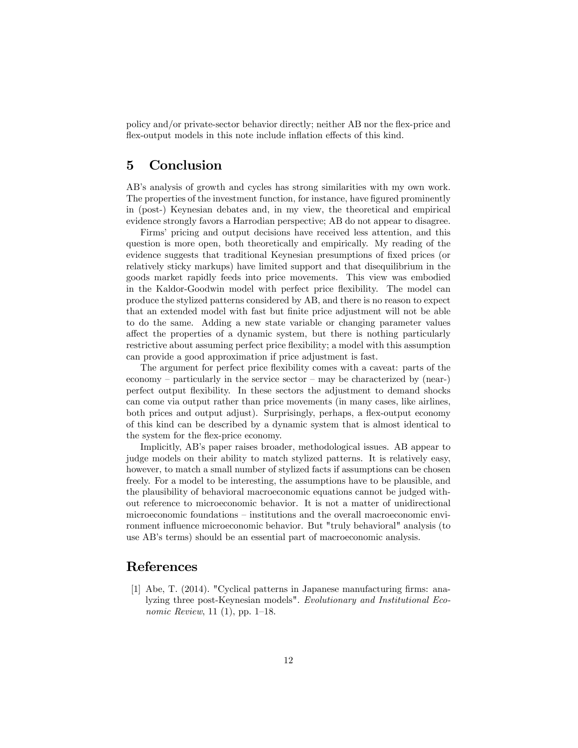policy and/or private-sector behavior directly; neither AB nor the flex-price and flex-output models in this note include inflation effects of this kind.

## 5 Conclusion

AB's analysis of growth and cycles has strong similarities with my own work. The properties of the investment function, for instance, have figured prominently in (post-) Keynesian debates and, in my view, the theoretical and empirical evidence strongly favors a Harrodian perspective; AB do not appear to disagree.

Firms' pricing and output decisions have received less attention, and this question is more open, both theoretically and empirically. My reading of the evidence suggests that traditional Keynesian presumptions of fixed prices (or relatively sticky markups) have limited support and that disequilibrium in the goods market rapidly feeds into price movements. This view was embodied in the Kaldor-Goodwin model with perfect price flexibility. The model can produce the stylized patterns considered by AB, and there is no reason to expect that an extended model with fast but finite price adjustment will not be able to do the same. Adding a new state variable or changing parameter values affect the properties of a dynamic system, but there is nothing particularly restrictive about assuming perfect price flexibility; a model with this assumption can provide a good approximation if price adjustment is fast.

The argument for perfect price flexibility comes with a caveat: parts of the economy – particularly in the service sector – may be characterized by (near-) perfect output flexibility. In these sectors the adjustment to demand shocks can come via output rather than price movements (in many cases, like airlines, both prices and output adjust). Surprisingly, perhaps, a flex-output economy of this kind can be described by a dynamic system that is almost identical to the system for the flex-price economy.

Implicitly, AB's paper raises broader, methodological issues. AB appear to judge models on their ability to match stylized patterns. It is relatively easy, however, to match a small number of stylized facts if assumptions can be chosen freely. For a model to be interesting, the assumptions have to be plausible, and the plausibility of behavioral macroeconomic equations cannot be judged without reference to microeconomic behavior. It is not a matter of unidirectional microeconomic foundations – institutions and the overall macroeconomic environment influence microeconomic behavior. But "truly behavioral" analysis (to use AB's terms) should be an essential part of macroeconomic analysis.

## References

[1] Abe, T. (2014). "Cyclical patterns in Japanese manufacturing firms: analyzing three post-Keynesian models". *Evolutionary and Institutional Economic Review*, 11 (1), pp. 1–18.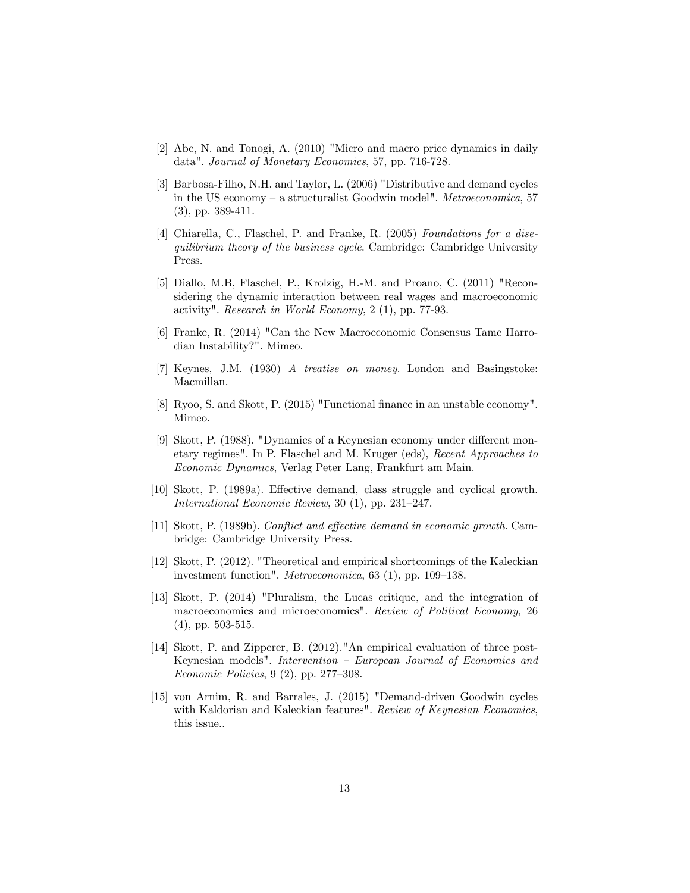[2] Abe, N. and Tonogi, A. (2010) "Micro and macro price dynamics in daily data". *Journal of Monetary Economics*, 57, pp. 716-728.

[3] Barbosa-Filho, N.H. and Taylor, L. (2006) "Distributive and demand cycles in the US economy – a structuralist Goodwin model". *Metroeconomica*, 57 (3), pp. 389-411.

[4] Chiarella, C., Flaschel, P. and Franke, R. (2005) *Foundations for a disequilibrium theory of the business cycle*. Cambridge: Cambridge University Press.

[5] Diallo, M.B, Flaschel, P., Krolzig, H.-M. and Proano, C. (2011) "Reconsidering the dynamic interaction between real wages and macroeconomic activity". *Research in World Economy*, 2 (1), pp. 77-93.

[6] Franke, R. (2014) "Can the New Macroeconomic Consensus Tame Harrodian Instability?". Mimeo.

[7] Keynes, J.M. (1930) *A treatise on money*. London and Basingstoke: Macmillan.

[8] Ryoo, S. and Skott, P. (2015) "Functional finance in an unstable economy". Mimeo.

[9] Skott, P. (1988). "Dynamics of a Keynesian economy under different monetary regimes". In P. Flaschel and M. Kruger (eds), *Recent Approaches to Economic Dynamics*, Verlag Peter Lang, Frankfurt am Main.

[10] Skott, P. (1989a). Effective demand, class struggle and cyclical growth. *International Economic Review*, 30 (1), pp. 231–247.

[11] Skott, P. (1989b). *Conflict and effective demand in economic growth*. Cambridge: Cambridge University Press.

[12] Skott, P. (2012). "Theoretical and empirical shortcomings of the Kaleckian investment function". *Metroeconomica*, 63 (1), pp. 109–138.

[13] Skott, P. (2014) "Pluralism, the Lucas critique, and the integration of macroeconomics and microeconomics". *Review of Political Economy*, 26 (4), pp. 503-515.

[14] Skott, P. and Zipperer, B. (2012)."An empirical evaluation of three post-Keynesian models". *Intervention – European Journal of Economics and Economic Policies*, 9 (2), pp. 277–308.

[15] von Arnim, R. and Barrales, J. (2015) "Demand-driven Goodwin cycles with Kaldorian and Kaleckian features". *Review of Keynesian Economics*, this issue..